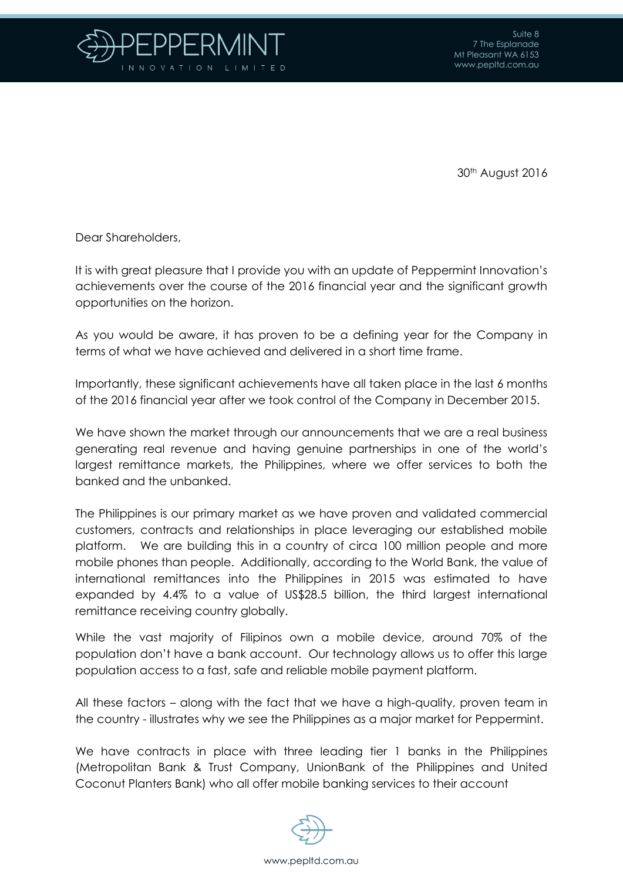30th August 2016

Dear Shareholders,

It is with great pleasure that I provide you with an update of Peppermint Innovation's achievements over the course of the 2016 financial year and the significant growth opportunities on the horizon.

As you would be aware, it has proven to be a defining year for the Company in terms of what we have achieved and delivered in a short time frame.

Importantly, these significant achievements have all taken place in the last 6 months of the 2016 financial year after we took control of the Company in December 2015.

We have shown the market through our announcements that we are a real business generating real revenue and having genuine partnerships in one of the world's largest remittance markets, the Philippines, where we offer services to both the banked and the unbanked.

The Philippines is our primary market as we have proven and validated commercial customers, contracts and relationships in place leveraging our established mobile platform. We are building this in a country of circa 100 million people and more mobile phones than people. Additionally, according to the World Bank, the value of international remittances into the Philippines in 2015 was estimated to have expanded by 4.4% to a value of US$28.5 billion, the third largest international remittance receiving country globally.

While the vast majority of Filipinos own a mobile device, around 70% of the population don't have a bank account. Our technology allows us to offer this large population access to a fast, safe and reliable mobile payment platform.

All these factors – along with the fact that we have a high-quality, proven team in the country - illustrates why we see the Philippines as a major market for Peppermint.

We have contracts in place with three leading tier 1 banks in the Philippines (Metropolitan Bank & Trust Company, UnionBank of the Philippines and United Coconut Planters Bank) who all offer mobile banking services to their account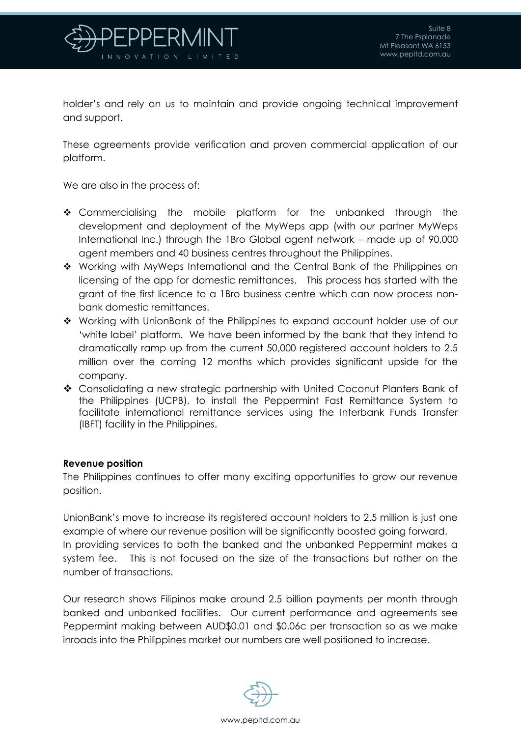holder's and rely on us to maintain and provide ongoing technical improvement and support.

These agreements provide verification and proven commercial application of our platform.

We are also in the process of:

- Commercialising the mobile platform for the unbanked through the development and deployment of the MyWeps app (with our partner MyWeps International Inc.) through the 1Bro Global agent network – made up of 90,000 agent members and 40 business centres throughout the Philippines.
- Working with MyWeps International and the Central Bank of the Philippines on licensing of the app for domestic remittances. This process has started with the grant of the first licence to a 1Bro business centre which can now process non-bank domestic remittances.
- Working with UnionBank of the Philippines to expand account holder use of our 'white label' platform. We have been informed by the bank that they intend to dramatically ramp up from the current 50,000 registered account holders to 2.5 million over the coming 12 months which provides significant upside for the company.
- Consolidating a new strategic partnership with United Coconut Planters Bank of the Philippines (UCPB), to install the Peppermint Fast Remittance System to facilitate international remittance services using the Interbank Funds Transfer (IBFT) facility in the Philippines.

**Revenue position**

The Philippines continues to offer many exciting opportunities to grow our revenue position.

UnionBank's move to increase its registered account holders to 2.5 million is just one example of where our revenue position will be significantly boosted going forward. In providing services to both the banked and the unbanked Peppermint makes a system fee. This is not focused on the size of the transactions but rather on the number of transactions.

Our research shows Filipinos make around 2.5 billion payments per month through banked and unbanked facilities. Our current performance and agreements see Peppermint making between AUD$0.01 and $0.06c per transaction so as we make inroads into the Philippines market our numbers are well positioned to increase.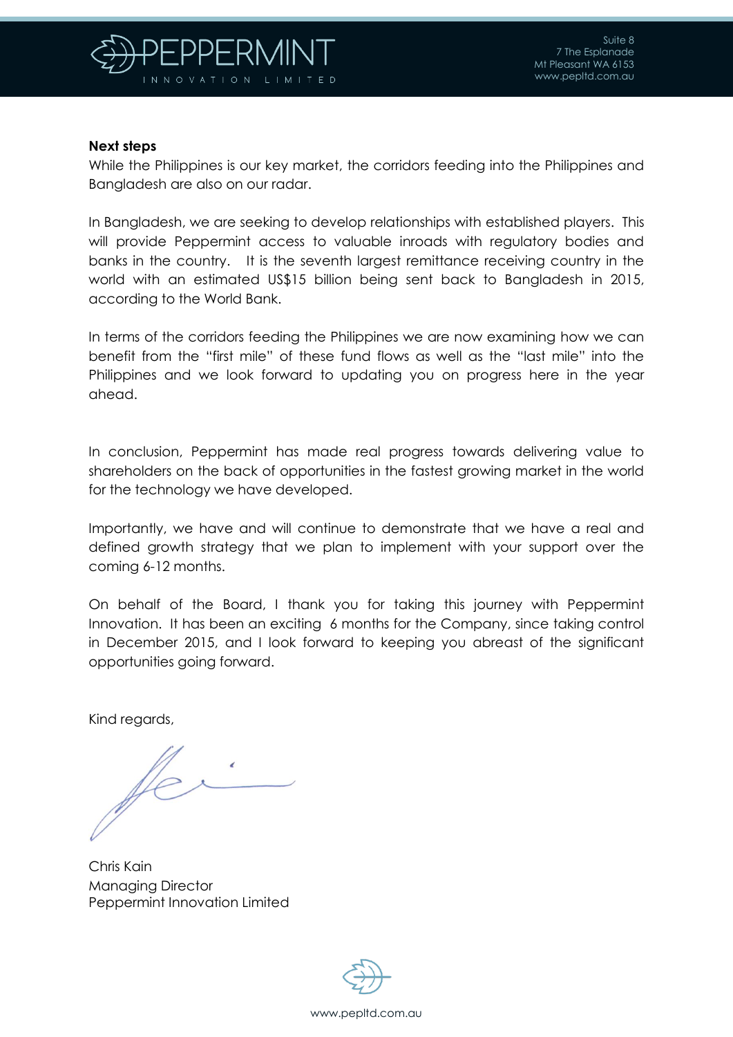**Next steps**

While the Philippines is our key market, the corridors feeding into the Philippines and Bangladesh are also on our radar.

In Bangladesh, we are seeking to develop relationships with established players. This will provide Peppermint access to valuable inroads with regulatory bodies and banks in the country. It is the seventh largest remittance receiving country in the world with an estimated US$15 billion being sent back to Bangladesh in 2015, according to the World Bank.

In terms of the corridors feeding the Philippines we are now examining how we can benefit from the "first mile" of these fund flows as well as the "last mile" into the Philippines and we look forward to updating you on progress here in the year ahead.

In conclusion, Peppermint has made real progress towards delivering value to shareholders on the back of opportunities in the fastest growing market in the world for the technology we have developed.

Importantly, we have and will continue to demonstrate that we have a real and defined growth strategy that we plan to implement with your support over the coming 6-12 months.

On behalf of the Board, I thank you for taking this journey with Peppermint Innovation. It has been an exciting 6 months for the Company, since taking control in December 2015, and I look forward to keeping you abreast of the significant opportunities going forward.

Kind regards,

Chris Kain
Managing Director
Peppermint Innovation Limited